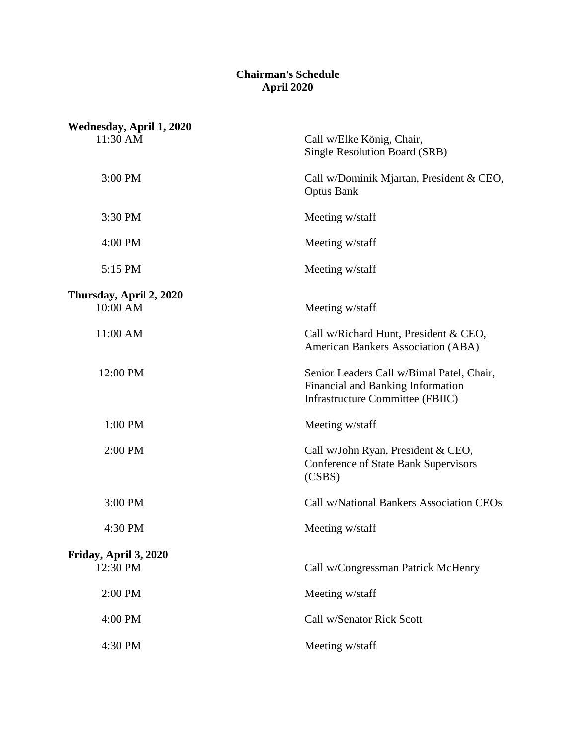# Chairman's Schedule
## April 2020

**Wednesday, April 1, 2020**

| | |
|---|---|
| 11:30 AM | Call w/Elke König, Chair, Single Resolution Board (SRB) |
| 3:00 PM | Call w/Dominik Mjartan, President & CEO, Optus Bank |
| 3:30 PM | Meeting w/staff |
| 4:00 PM | Meeting w/staff |
| 5:15 PM | Meeting w/staff |

**Thursday, April 2, 2020**

| | |
|---|---|
| 10:00 AM | Meeting w/staff |
| 11:00 AM | Call w/Richard Hunt, President & CEO, American Bankers Association (ABA) |
| 12:00 PM | Senior Leaders Call w/Bimal Patel, Chair, Financial and Banking Information Infrastructure Committee (FBIIC) |
| 1:00 PM | Meeting w/staff |
| 2:00 PM | Call w/John Ryan, President & CEO, Conference of State Bank Supervisors (CSBS) |
| 3:00 PM | Call w/National Bankers Association CEOs |
| 4:30 PM | Meeting w/staff |

**Friday, April 3, 2020**

| | |
|---|---|
| 12:30 PM | Call w/Congressman Patrick McHenry |
| 2:00 PM | Meeting w/staff |
| 4:00 PM | Call w/Senator Rick Scott |
| 4:30 PM | Meeting w/staff |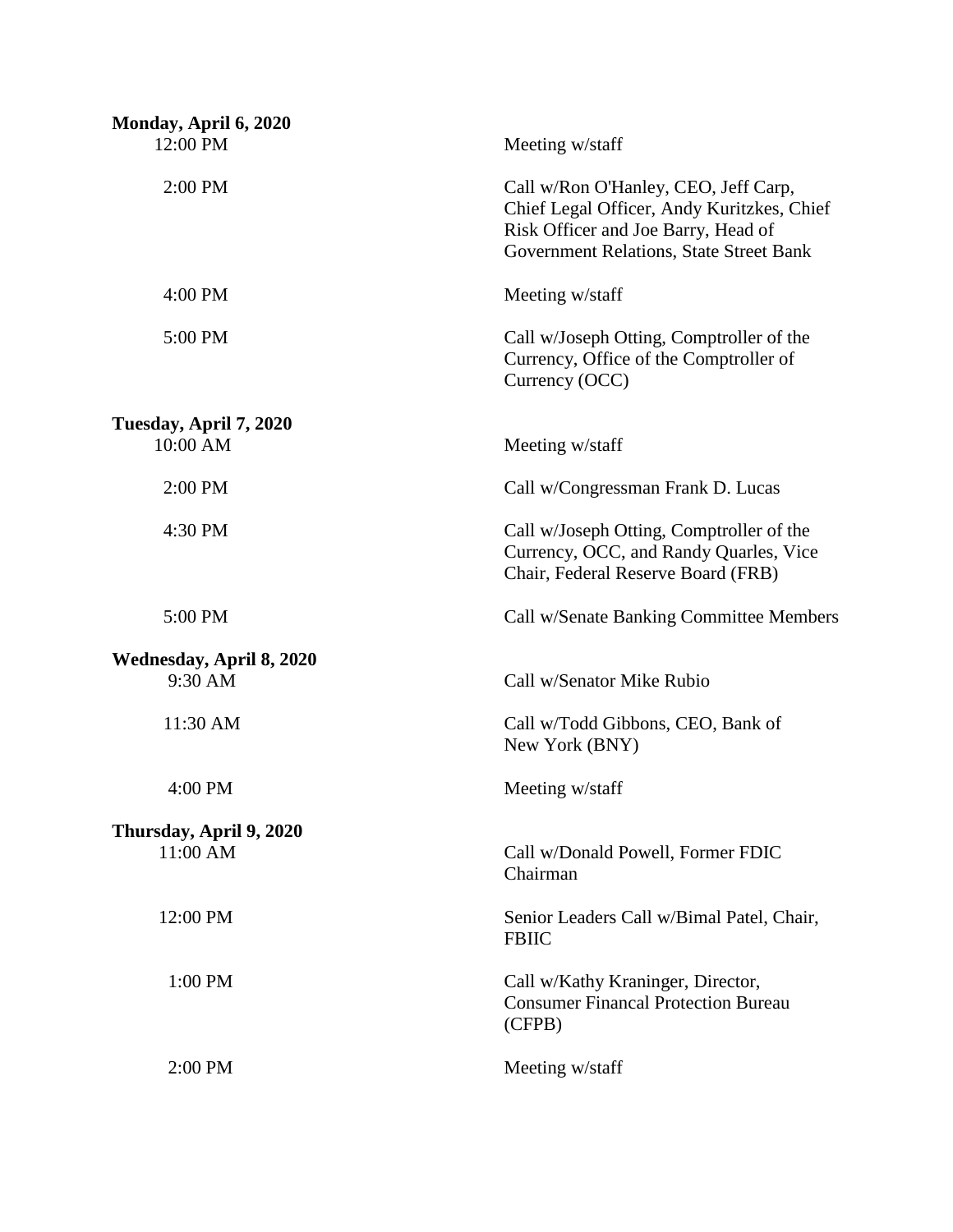**Monday, April 6, 2020**

| | |
|---|---|
| 12:00 PM | Meeting w/staff |
| 2:00 PM | Call w/Ron O'Hanley, CEO, Jeff Carp, Chief Legal Officer, Andy Kuritzkes, Chief Risk Officer and Joe Barry, Head of Government Relations, State Street Bank |
| 4:00 PM | Meeting w/staff |
| 5:00 PM | Call w/Joseph Otting, Comptroller of the Currency, Office of the Comptroller of Currency (OCC) |

**Tuesday, April 7, 2020**

| | |
|---|---|
| 10:00 AM | Meeting w/staff |
| 2:00 PM | Call w/Congressman Frank D. Lucas |
| 4:30 PM | Call w/Joseph Otting, Comptroller of the Currency, OCC, and Randy Quarles, Vice Chair, Federal Reserve Board (FRB) |
| 5:00 PM | Call w/Senate Banking Committee Members |

**Wednesday, April 8, 2020**

| | |
|---|---|
| 9:30 AM | Call w/Senator Mike Rubio |
| 11:30 AM | Call w/Todd Gibbons, CEO, Bank of New York (BNY) |
| 4:00 PM | Meeting w/staff |

**Thursday, April 9, 2020**

| | |
|---|---|
| 11:00 AM | Call w/Donald Powell, Former FDIC Chairman |
| 12:00 PM | Senior Leaders Call w/Bimal Patel, Chair, FBIIC |
| 1:00 PM | Call w/Kathy Kraninger, Director, Consumer Financal Protection Bureau (CFPB) |
| 2:00 PM | Meeting w/staff |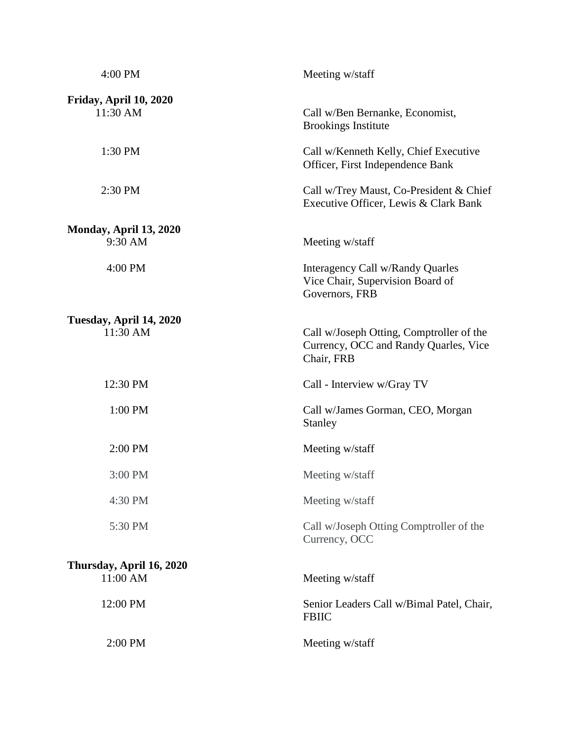4:00 PM Meeting w/staff

**Friday, April 10, 2020**

11:30 AM Call w/Ben Bernanke, Economist, Brookings Institute

1:30 PM Call w/Kenneth Kelly, Chief Executive Officer, First Independence Bank

2:30 PM Call w/Trey Maust, Co-President & Chief Executive Officer, Lewis & Clark Bank

**Monday, April 13, 2020**

9:30 AM Meeting w/staff

4:00 PM Interagency Call w/Randy Quarles Vice Chair, Supervision Board of Governors, FRB

**Tuesday, April 14, 2020**

11:30 AM Call w/Joseph Otting, Comptroller of the Currency, OCC and Randy Quarles, Vice Chair, FRB

12:30 PM Call - Interview w/Gray TV

1:00 PM Call w/James Gorman, CEO, Morgan Stanley

2:00 PM Meeting w/staff

3:00 PM Meeting w/staff

4:30 PM Meeting w/staff

5:30 PM Call w/Joseph Otting Comptroller of the Currency, OCC

**Thursday, April 16, 2020**

11:00 AM Meeting w/staff

12:00 PM Senior Leaders Call w/Bimal Patel, Chair, FBIIC

2:00 PM Meeting w/staff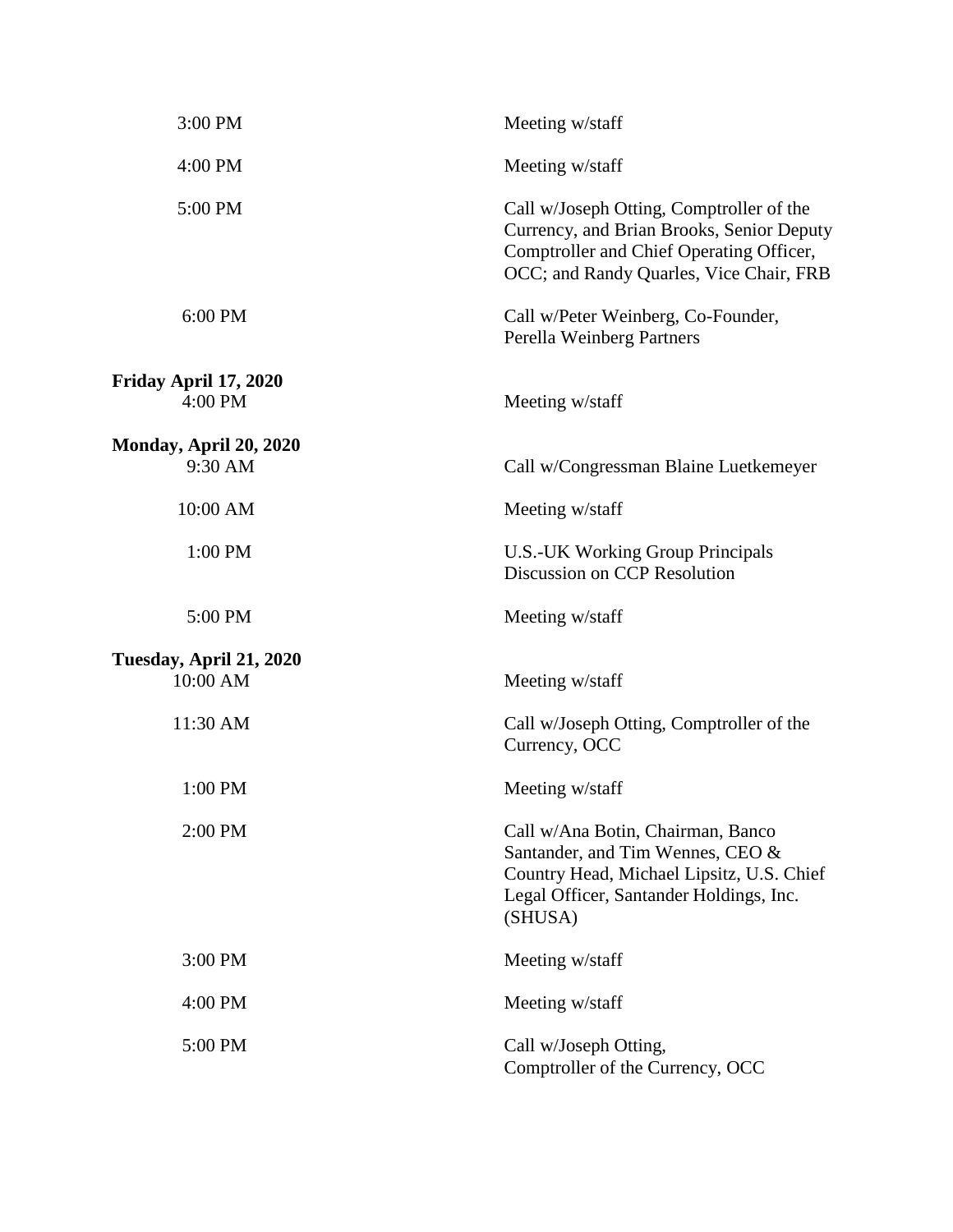| | |
|---|---|
| 3:00 PM | Meeting w/staff |
| 4:00 PM | Meeting w/staff |
| 5:00 PM | Call w/Joseph Otting, Comptroller of the Currency, and Brian Brooks, Senior Deputy Comptroller and Chief Operating Officer, OCC; and Randy Quarles, Vice Chair, FRB |
| 6:00 PM | Call w/Peter Weinberg, Co-Founder, Perella Weinberg Partners |

**Friday April 17, 2020**

| | |
|---|---|
| 4:00 PM | Meeting w/staff |

**Monday, April 20, 2020**

| | |
|---|---|
| 9:30 AM | Call w/Congressman Blaine Luetkemeyer |
| 10:00 AM | Meeting w/staff |
| 1:00 PM | U.S.-UK Working Group Principals Discussion on CCP Resolution |
| 5:00 PM | Meeting w/staff |

**Tuesday, April 21, 2020**

| | |
|---|---|
| 10:00 AM | Meeting w/staff |
| 11:30 AM | Call w/Joseph Otting, Comptroller of the Currency, OCC |
| 1:00 PM | Meeting w/staff |
| 2:00 PM | Call w/Ana Botin, Chairman, Banco Santander, and Tim Wennes, CEO & Country Head, Michael Lipsitz, U.S. Chief Legal Officer, Santander Holdings, Inc. (SHUSA) |
| 3:00 PM | Meeting w/staff |
| 4:00 PM | Meeting w/staff |
| 5:00 PM | Call w/Joseph Otting, Comptroller of the Currency, OCC |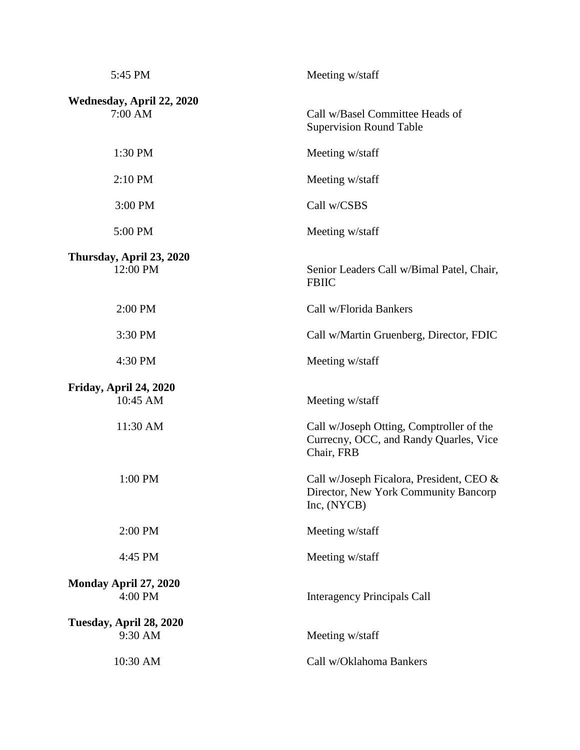| | |
|---|---|
| 5:45 PM | Meeting w/staff |
| **Wednesday, April 22, 2020** | |
| 7:00 AM | Call w/Basel Committee Heads of Supervision Round Table |
| 1:30 PM | Meeting w/staff |
| 2:10 PM | Meeting w/staff |
| 3:00 PM | Call w/CSBS |
| 5:00 PM | Meeting w/staff |
| **Thursday, April 23, 2020** | |
| 12:00 PM | Senior Leaders Call w/Bimal Patel, Chair, FBIIC |
| 2:00 PM | Call w/Florida Bankers |
| 3:30 PM | Call w/Martin Gruenberg, Director, FDIC |
| 4:30 PM | Meeting w/staff |
| **Friday, April 24, 2020** | |
| 10:45 AM | Meeting w/staff |
| 11:30 AM | Call w/Joseph Otting, Comptroller of the Currecny, OCC, and Randy Quarles, Vice Chair, FRB |
| 1:00 PM | Call w/Joseph Ficalora, President, CEO & Director, New York Community Bancorp Inc, (NYCB) |
| 2:00 PM | Meeting w/staff |
| 4:45 PM | Meeting w/staff |
| **Monday April 27, 2020** | |
| 4:00 PM | Interagency Principals Call |
| **Tuesday, April 28, 2020** | |
| 9:30 AM | Meeting w/staff |
| 10:30 AM | Call w/Oklahoma Bankers |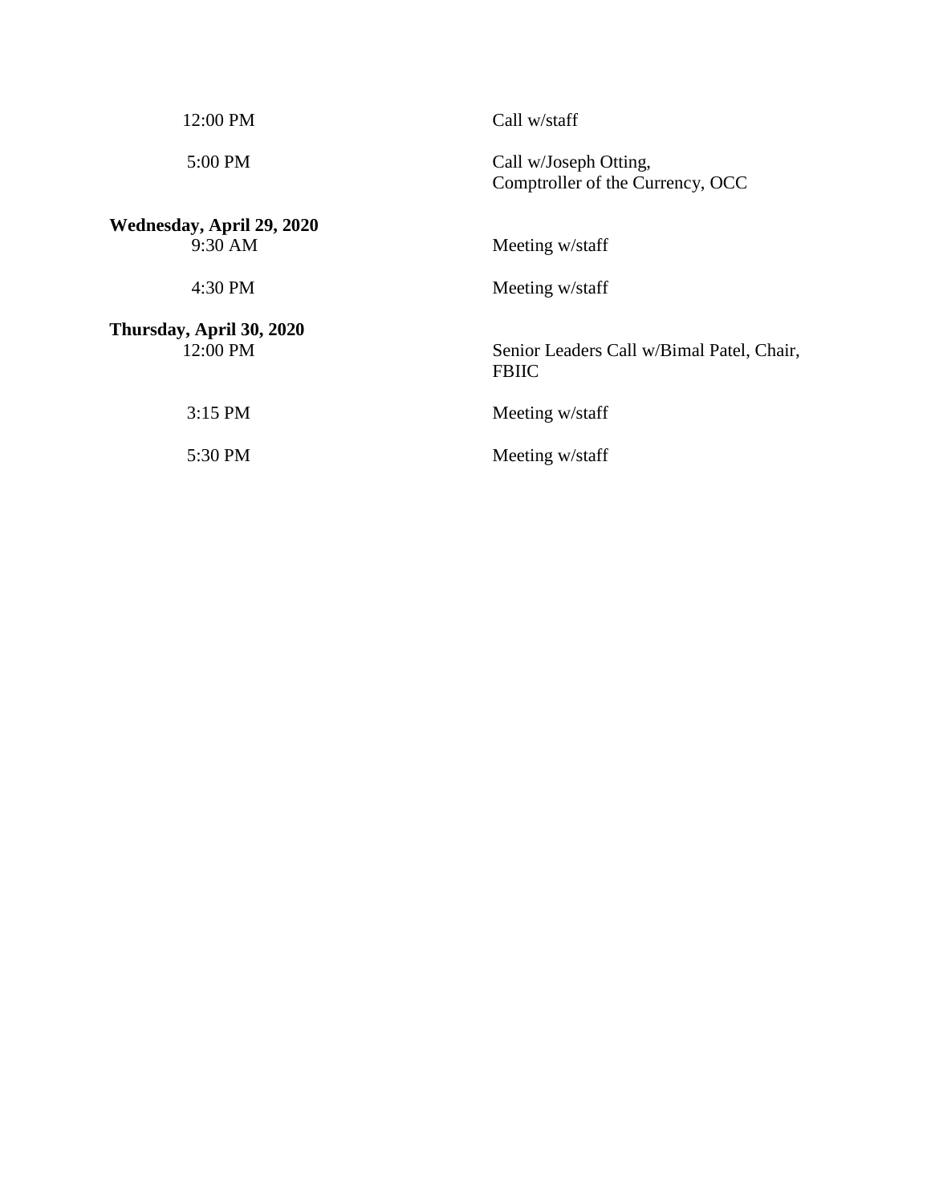| | |
|---|---|
| 12:00 PM | Call w/staff |
| 5:00 PM | Call w/Joseph Otting, Comptroller of the Currency, OCC |
| **Wednesday, April 29, 2020** | |
| 9:30 AM | Meeting w/staff |
| 4:30 PM | Meeting w/staff |
| **Thursday, April 30, 2020** | |
| 12:00 PM | Senior Leaders Call w/Bimal Patel, Chair, FBIIC |
| 3:15 PM | Meeting w/staff |
| 5:30 PM | Meeting w/staff |